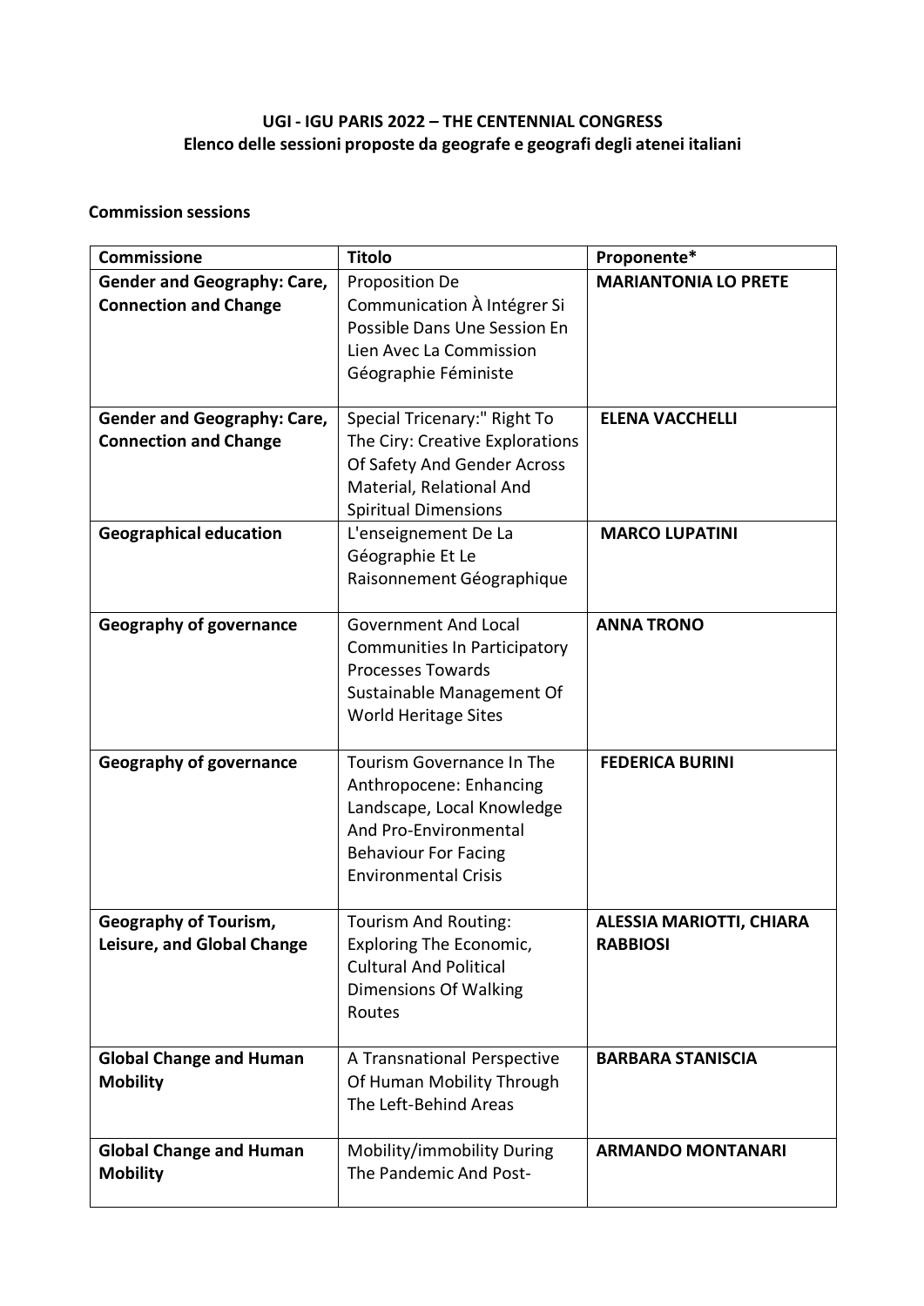**UGI - IGU PARIS 2022 – THE CENTENNIAL CONGRESS**
**Elenco delle sessioni proposte da geografe e geografi degli atenei italiani**

**Commission sessions**

| Commissione | Titolo | Proponente* |
|---|---|---|
| **Gender and Geography: Care, Connection and Change** | Proposition De Communication À Intégrer Si Possible Dans Une Session En Lien Avec La Commission Géographie Féministe | **MARIANTONIA LO PRETE** |
| **Gender and Geography: Care, Connection and Change** | Special Tricenary:" Right To The Ciry: Creative Explorations Of Safety And Gender Across Material, Relational And Spiritual Dimensions | **ELENA VACCHELLI** |
| **Geographical education** | L'enseignement De La Géographie Et Le Raisonnement Géographique | **MARCO LUPATINI** |
| **Geography of governance** | Government And Local Communities In Participatory Processes Towards Sustainable Management Of World Heritage Sites | **ANNA TRONO** |
| **Geography of governance** | Tourism Governance In The Anthropocene: Enhancing Landscape, Local Knowledge And Pro-Environmental Behaviour For Facing Environmental Crisis | **FEDERICA BURINI** |
| **Geography of Tourism, Leisure, and Global Change** | Tourism And Routing: Exploring The Economic, Cultural And Political Dimensions Of Walking Routes | **ALESSIA MARIOTTI, CHIARA RABBIOSI** |
| **Global Change and Human Mobility** | A Transnational Perspective Of Human Mobility Through The Left-Behind Areas | **BARBARA STANISCIA** |
| **Global Change and Human Mobility** | Mobility/immobility During The Pandemic And Post- | **ARMANDO MONTANARI** |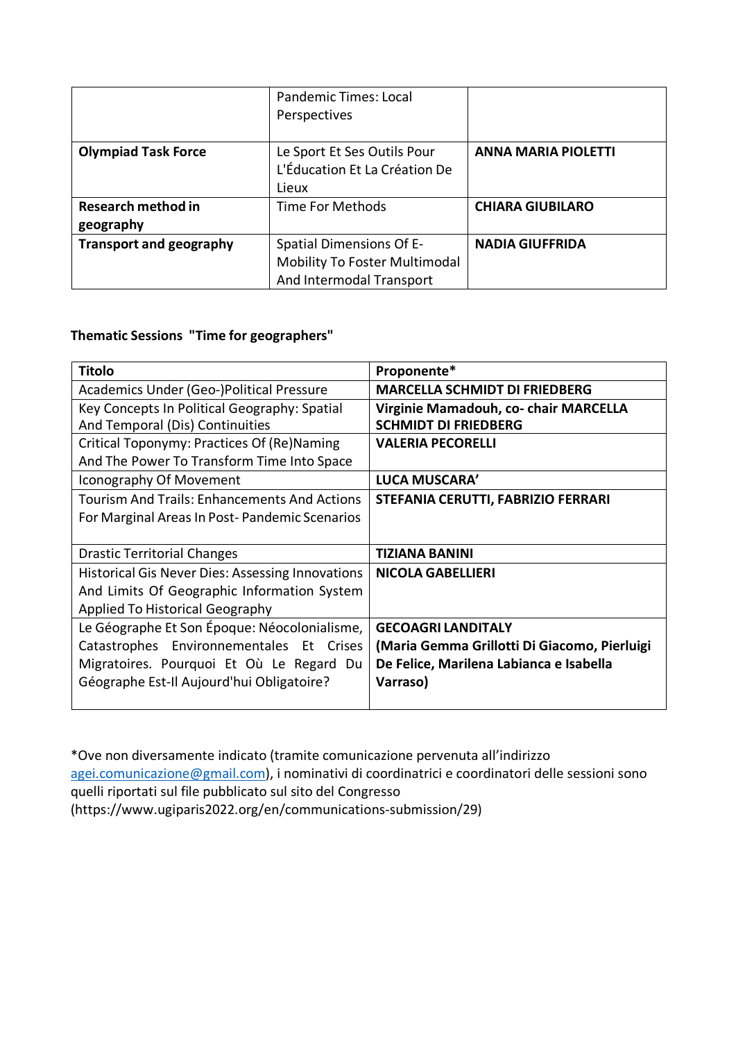| | | |
|---|---|---|
| | Pandemic Times: Local Perspectives | |
| **Olympiad Task Force** | Le Sport Et Ses Outils Pour L'Éducation Et La Création De Lieux | **ANNA MARIA PIOLETTI** |
| **Research method in geography** | Time For Methods | **CHIARA GIUBILARO** |
| **Transport and geography** | Spatial Dimensions Of E-Mobility To Foster Multimodal And Intermodal Transport | **NADIA GIUFFRIDA** |

**Thematic Sessions "Time for geographers"**

| Titolo | Proponente* |
|---|---|
| Academics Under (Geo-)Political Pressure | **MARCELLA SCHMIDT DI FRIEDBERG** |
| Key Concepts In Political Geography: Spatial And Temporal (Dis) Continuities | **Virginie Mamadouh, co- chair MARCELLA SCHMIDT DI FRIEDBERG** |
| Critical Toponymy: Practices Of (Re)Naming And The Power To Transform Time Into Space | **VALERIA PECORELLI** |
| Iconography Of Movement | **LUCA MUSCARA'** |
| Tourism And Trails: Enhancements And Actions For Marginal Areas In Post- Pandemic Scenarios | **STEFANIA CERUTTI, FABRIZIO FERRARI** |
| Drastic Territorial Changes | **TIZIANA BANINI** |
| Historical Gis Never Dies: Assessing Innovations And Limits Of Geographic Information System Applied To Historical Geography | **NICOLA GABELLIERI** |
| Le Géographe Et Son Époque: Néocolonialisme, Catastrophes Environnementales Et Crises Migratoires. Pourquoi Et Où Le Regard Du Géographe Est-Il Aujourd'hui Obligatoire? | **GECOAGRI LANDITALY (Maria Gemma Grillotti Di Giacomo, Pierluigi De Felice, Marilena Labianca e Isabella Varraso)** |

*Ove non diversamente indicato (tramite comunicazione pervenuta all'indirizzo agei.comunicazione@gmail.com), i nominativi di coordinatrici e coordinatori delle sessioni sono quelli riportati sul file pubblicato sul sito del Congresso (https://www.ugiparis2022.org/en/communications-submission/29)